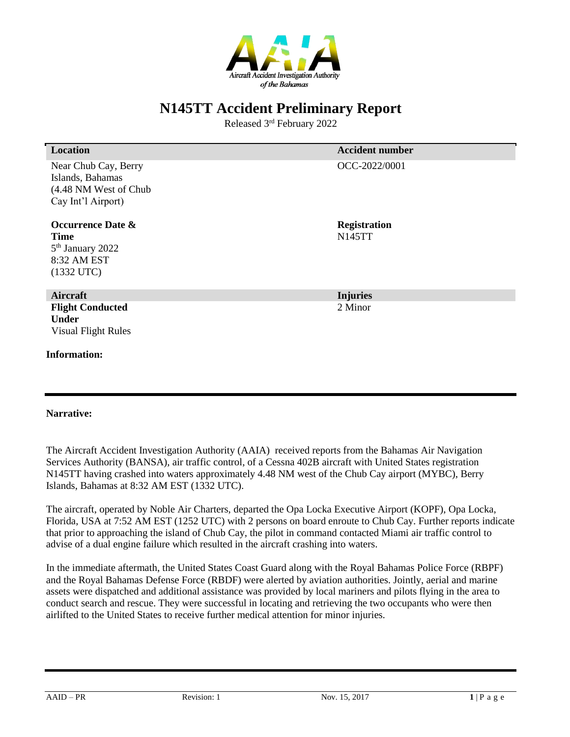Aircraft Accident Investigation Authority of the Bahamas

# N145TT Accident Preliminary Report

Released 3rd February 2022

| Location | Accident number |
| --- | --- |
| Near Chub Cay, Berry Islands, Bahamas (4.48 NM West of Chub Cay Int'l Airport) | OCC-2022/0001 |
| **Occurrence Date & Time** 5th January 2022 8:32 AM EST (1332 UTC) | **Registration** N145TT |
| **Aircraft** | **Injuries** |
| **Flight Conducted Under** Visual Flight Rules | 2 Minor |

**Information:**

**Narrative:**

The Aircraft Accident Investigation Authority (AAIA) received reports from the Bahamas Air Navigation Services Authority (BANSA), air traffic control, of a Cessna 402B aircraft with United States registration N145TT having crashed into waters approximately 4.48 NM west of the Chub Cay airport (MYBC), Berry Islands, Bahamas at 8:32 AM EST (1332 UTC).

The aircraft, operated by Noble Air Charters, departed the Opa Locka Executive Airport (KOPF), Opa Locka, Florida, USA at 7:52 AM EST (1252 UTC) with 2 persons on board enroute to Chub Cay. Further reports indicate that prior to approaching the island of Chub Cay, the pilot in command contacted Miami air traffic control to advise of a dual engine failure which resulted in the aircraft crashing into waters.

In the immediate aftermath, the United States Coast Guard along with the Royal Bahamas Police Force (RBPF) and the Royal Bahamas Defense Force (RBDF) were alerted by aviation authorities. Jointly, aerial and marine assets were dispatched and additional assistance was provided by local mariners and pilots flying in the area to conduct search and rescue. They were successful in locating and retrieving the two occupants who were then airlifted to the United States to receive further medical attention for minor injuries.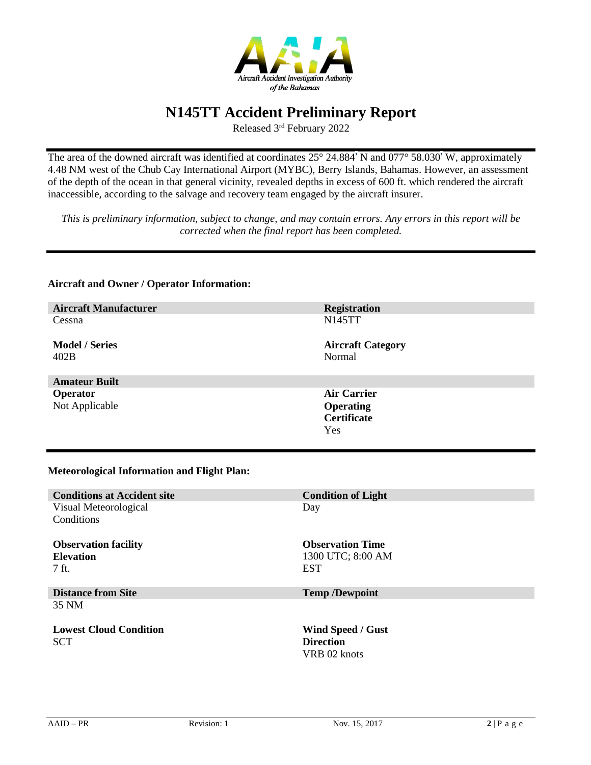# N145TT Accident Preliminary Report

Released 3rd February 2022

The area of the downed aircraft was identified at coordinates 25° 24.884' N and 077° 58.030' W, approximately 4.48 NM west of the Chub Cay International Airport (MYBC), Berry Islands, Bahamas. However, an assessment of the depth of the ocean in that general vicinity, revealed depths in excess of 600 ft. which rendered the aircraft inaccessible, according to the salvage and recovery team engaged by the aircraft insurer.

*This is preliminary information, subject to change, and may contain errors. Any errors in this report will be corrected when the final report has been completed.*

**Aircraft and Owner / Operator Information:**

| | |
|---|---|
| **Aircraft Manufacturer** | **Registration** |
| Cessna | N145TT |
| **Model / Series** | **Aircraft Category** |
| 402B | Normal |
| **Amateur Built** | |
| **Operator** | **Air Carrier Operating Certificate** |
| Not Applicable | Yes |

**Meteorological Information and Flight Plan:**

| | |
|---|---|
| **Conditions at Accident site** | **Condition of Light** |
| Visual Meteorological Conditions | Day |
| **Observation facility Elevation** | **Observation Time** |
| 7 ft. | 1300 UTC; 8:00 AM EST |
| **Distance from Site** | **Temp /Dewpoint** |
| 35 NM | |
| **Lowest Cloud Condition** | **Wind Speed / Gust Direction** |
| SCT | VRB 02 knots |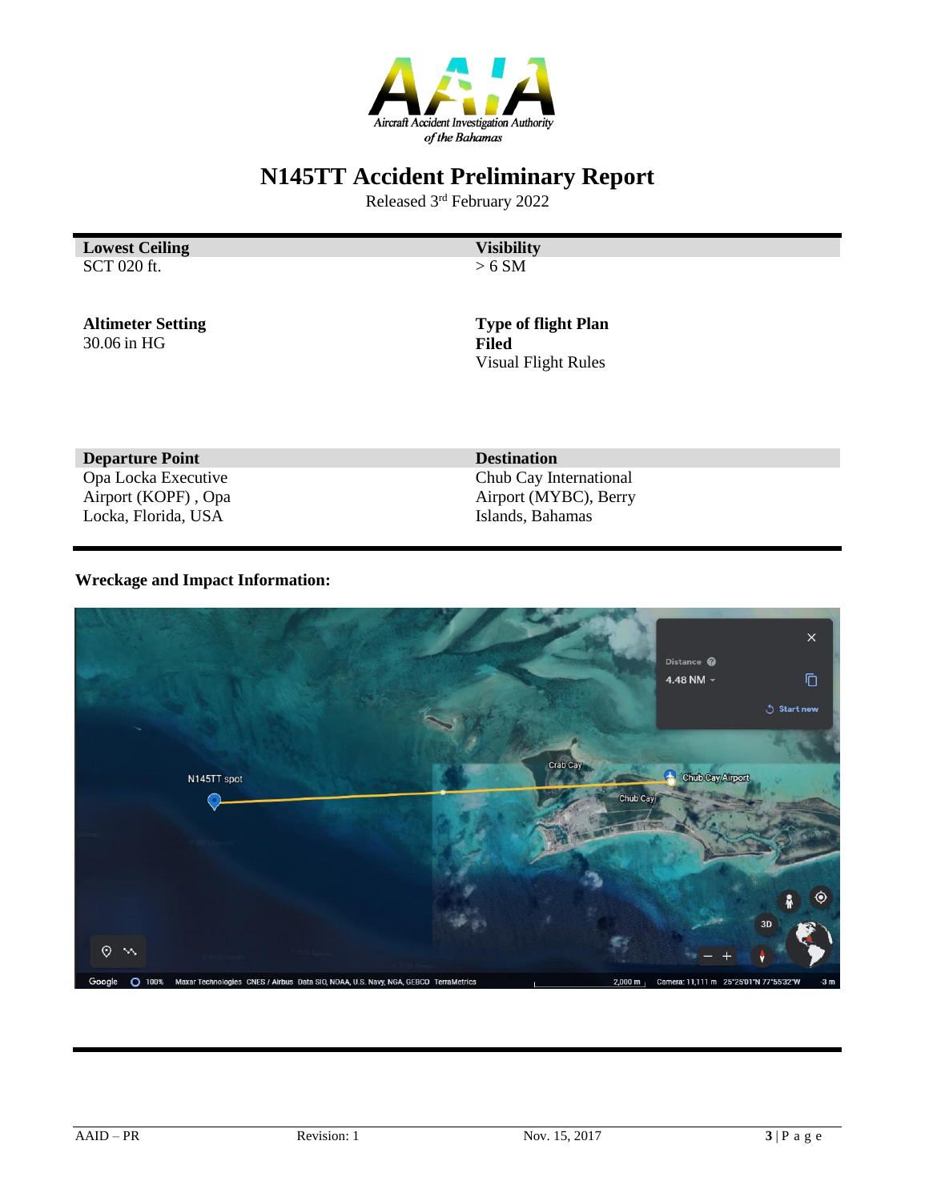# N145TT Accident Preliminary Report

Released 3rd February 2022

| **Lowest Ceiling** | **Visibility** |
|---|---|
| SCT 020 ft. | > 6 SM |
| **Altimeter Setting** | **Type of flight Plan Filed** |
| 30.06 in HG | Visual Flight Rules |
| **Departure Point** | **Destination** |
| Opa Locka Executive Airport (KOPF) , Opa Locka, Florida, USA | Chub Cay International Airport (MYBC), Berry Islands, Bahamas |

**Wreckage and Impact Information:**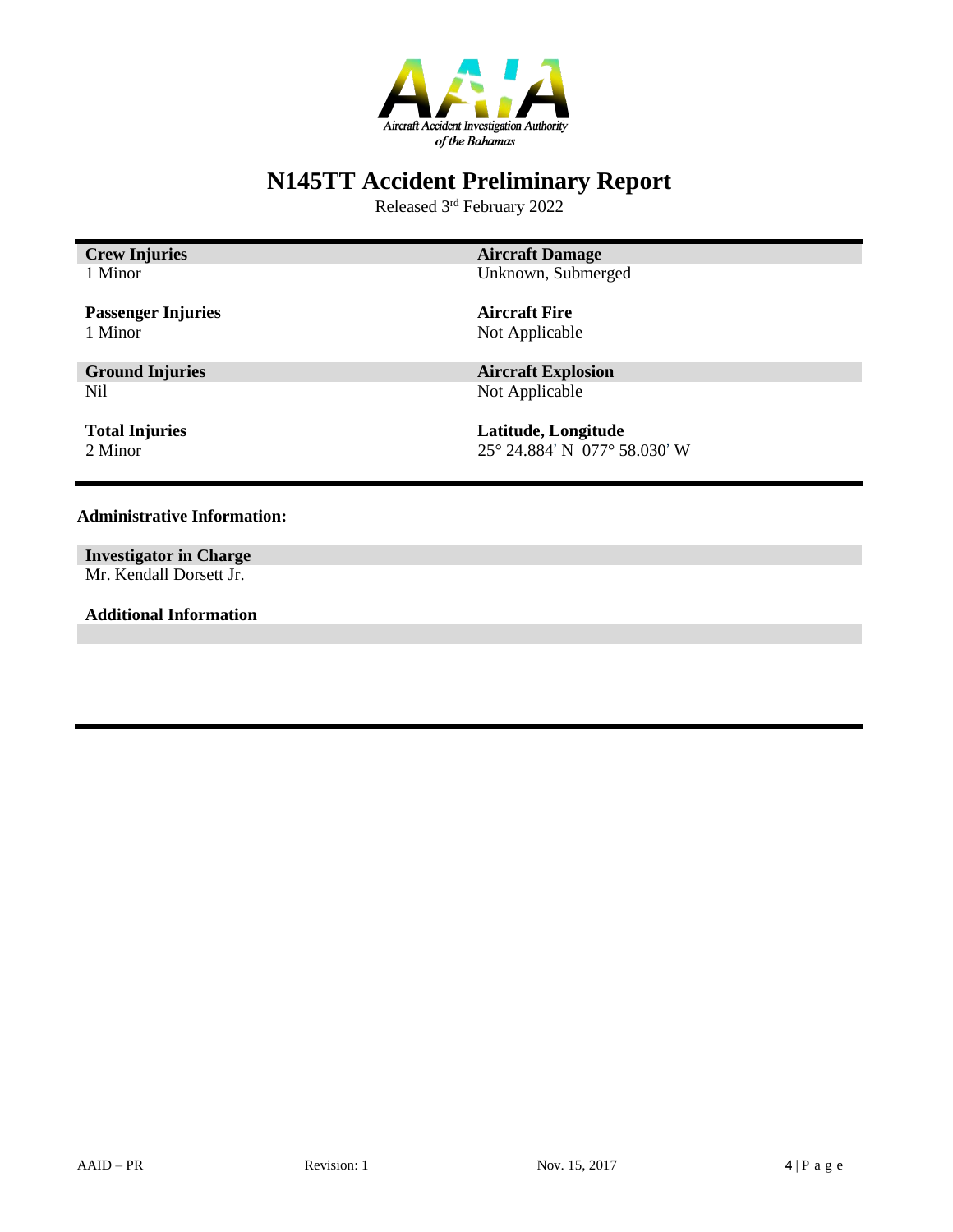# N145TT Accident Preliminary Report

Released 3rd February 2022

| | |
|---|---|
| **Crew Injuries**<br>1 Minor | **Aircraft Damage**<br>Unknown, Submerged |
| **Passenger Injuries**<br>1 Minor | **Aircraft Fire**<br>Not Applicable |
| **Ground Injuries**<br>Nil | **Aircraft Explosion**<br>Not Applicable |
| **Total Injuries**<br>2 Minor | **Latitude, Longitude**<br>25° 24.884' N 077° 58.030' W |

**Administrative Information:**

**Investigator in Charge**
Mr. Kendall Dorsett Jr.

**Additional Information**